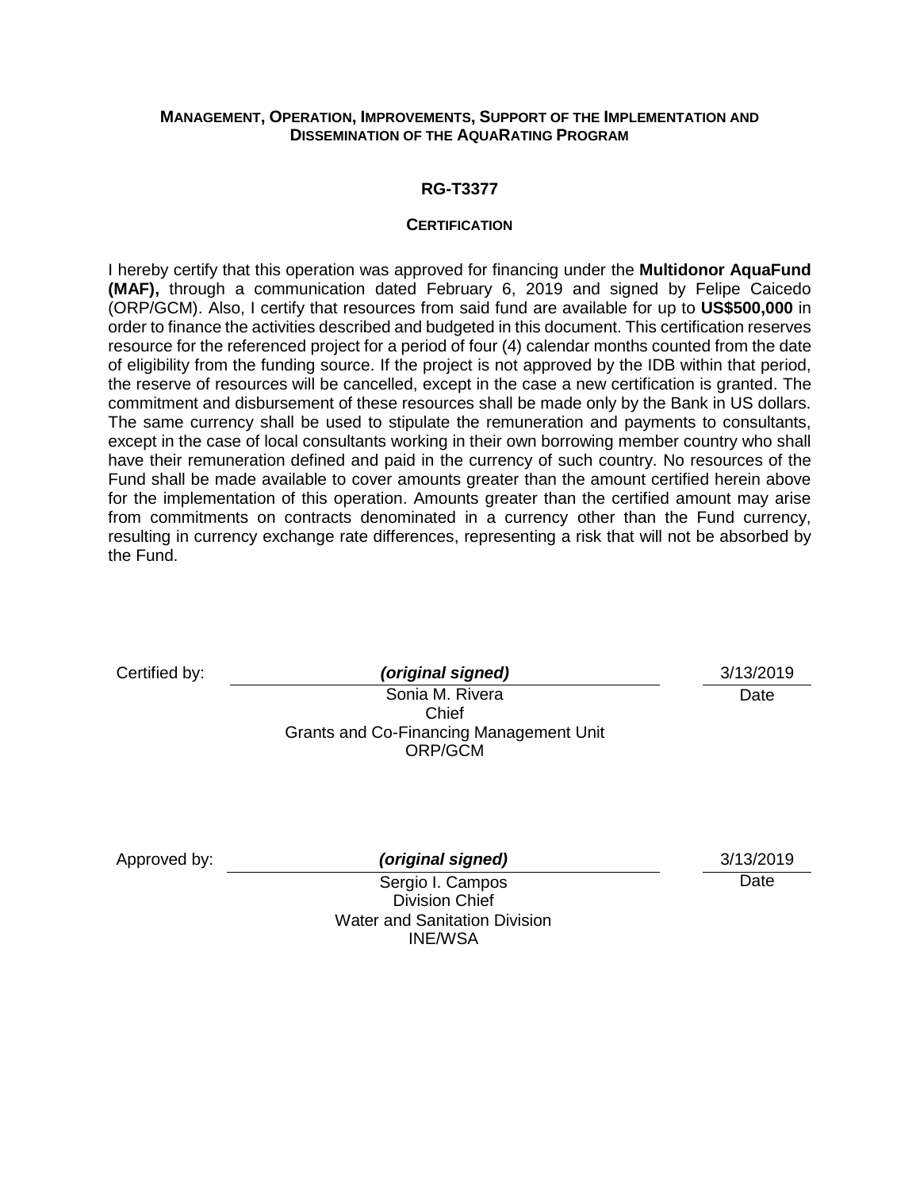**MANAGEMENT, OPERATION, IMPROVEMENTS, SUPPORT OF THE IMPLEMENTATION AND DISSEMINATION OF THE AQUARATING PROGRAM**

**RG-T3377**

**CERTIFICATION**

I hereby certify that this operation was approved for financing under the **Multidonor AquaFund (MAF),** through a communication dated February 6, 2019 and signed by Felipe Caicedo (ORP/GCM). Also, I certify that resources from said fund are available for up to **US$500,000** in order to finance the activities described and budgeted in this document. This certification reserves resource for the referenced project for a period of four (4) calendar months counted from the date of eligibility from the funding source. If the project is not approved by the IDB within that period, the reserve of resources will be cancelled, except in the case a new certification is granted. The commitment and disbursement of these resources shall be made only by the Bank in US dollars. The same currency shall be used to stipulate the remuneration and payments to consultants, except in the case of local consultants working in their own borrowing member country who shall have their remuneration defined and paid in the currency of such country. No resources of the Fund shall be made available to cover amounts greater than the amount certified herein above for the implementation of this operation. Amounts greater than the certified amount may arise from commitments on contracts denominated in a currency other than the Fund currency, resulting in currency exchange rate differences, representing a risk that will not be absorbed by the Fund.

Certified by: ***(original signed)*** 3/13/2019

Sonia M. Rivera
Chief
Grants and Co-Financing Management Unit
ORP/GCM

Date

Approved by: ***(original signed)*** 3/13/2019

Sergio I. Campos
Division Chief
Water and Sanitation Division
INE/WSA

Date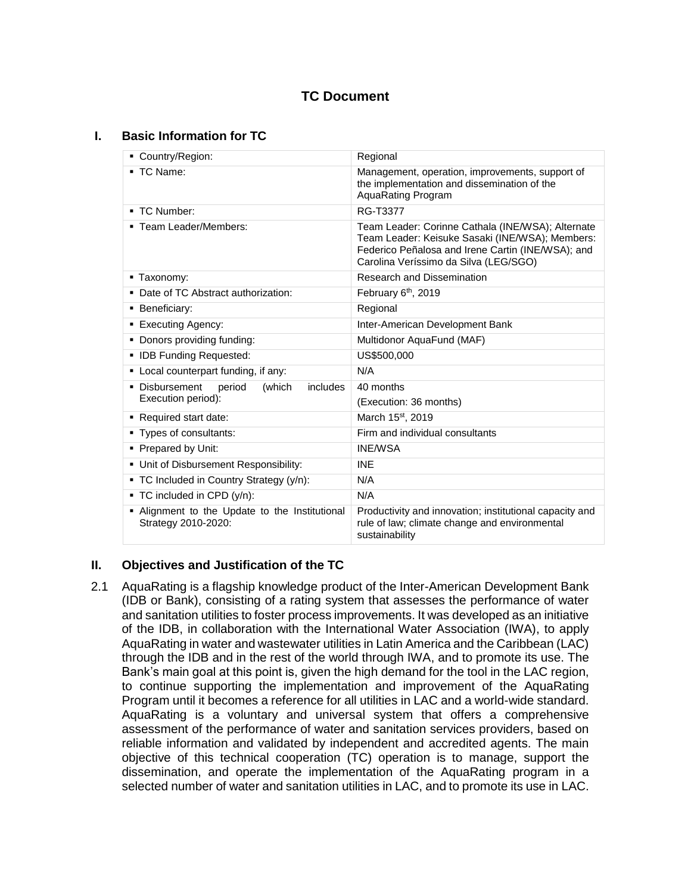# TC Document

## I. Basic Information for TC

| | |
|---|---|
| ▪ Country/Region: | Regional |
| ▪ TC Name: | Management, operation, improvements, support of the implementation and dissemination of the AquaRating Program |
| ▪ TC Number: | RG-T3377 |
| ▪ Team Leader/Members: | Team Leader: Corinne Cathala (INE/WSA); Alternate Team Leader: Keisuke Sasaki (INE/WSA); Members: Federico Peñalosa and Irene Cartin (INE/WSA); and Carolina Veríssimo da Silva (LEG/SGO) |
| ▪ Taxonomy: | Research and Dissemination |
| ▪ Date of TC Abstract authorization: | February 6th, 2019 |
| ▪ Beneficiary: | Regional |
| ▪ Executing Agency: | Inter-American Development Bank |
| ▪ Donors providing funding: | Multidonor AquaFund (MAF) |
| ▪ IDB Funding Requested: | US$500,000 |
| ▪ Local counterpart funding, if any: | N/A |
| ▪ Disbursement period (which includes Execution period): | 40 months (Execution: 36 months) |
| ▪ Required start date: | March 15st, 2019 |
| ▪ Types of consultants: | Firm and individual consultants |
| ▪ Prepared by Unit: | INE/WSA |
| ▪ Unit of Disbursement Responsibility: | INE |
| ▪ TC Included in Country Strategy (y/n): | N/A |
| ▪ TC included in CPD (y/n): | N/A |
| ▪ Alignment to the Update to the Institutional Strategy 2010-2020: | Productivity and innovation; institutional capacity and rule of law; climate change and environmental sustainability |

## II. Objectives and Justification of the TC

2.1 AquaRating is a flagship knowledge product of the Inter-American Development Bank (IDB or Bank), consisting of a rating system that assesses the performance of water and sanitation utilities to foster process improvements. It was developed as an initiative of the IDB, in collaboration with the International Water Association (IWA), to apply AquaRating in water and wastewater utilities in Latin America and the Caribbean (LAC) through the IDB and in the rest of the world through IWA, and to promote its use. The Bank's main goal at this point is, given the high demand for the tool in the LAC region, to continue supporting the implementation and improvement of the AquaRating Program until it becomes a reference for all utilities in LAC and a world-wide standard. AquaRating is a voluntary and universal system that offers a comprehensive assessment of the performance of water and sanitation services providers, based on reliable information and validated by independent and accredited agents. The main objective of this technical cooperation (TC) operation is to manage, support the dissemination, and operate the implementation of the AquaRating program in a selected number of water and sanitation utilities in LAC, and to promote its use in LAC.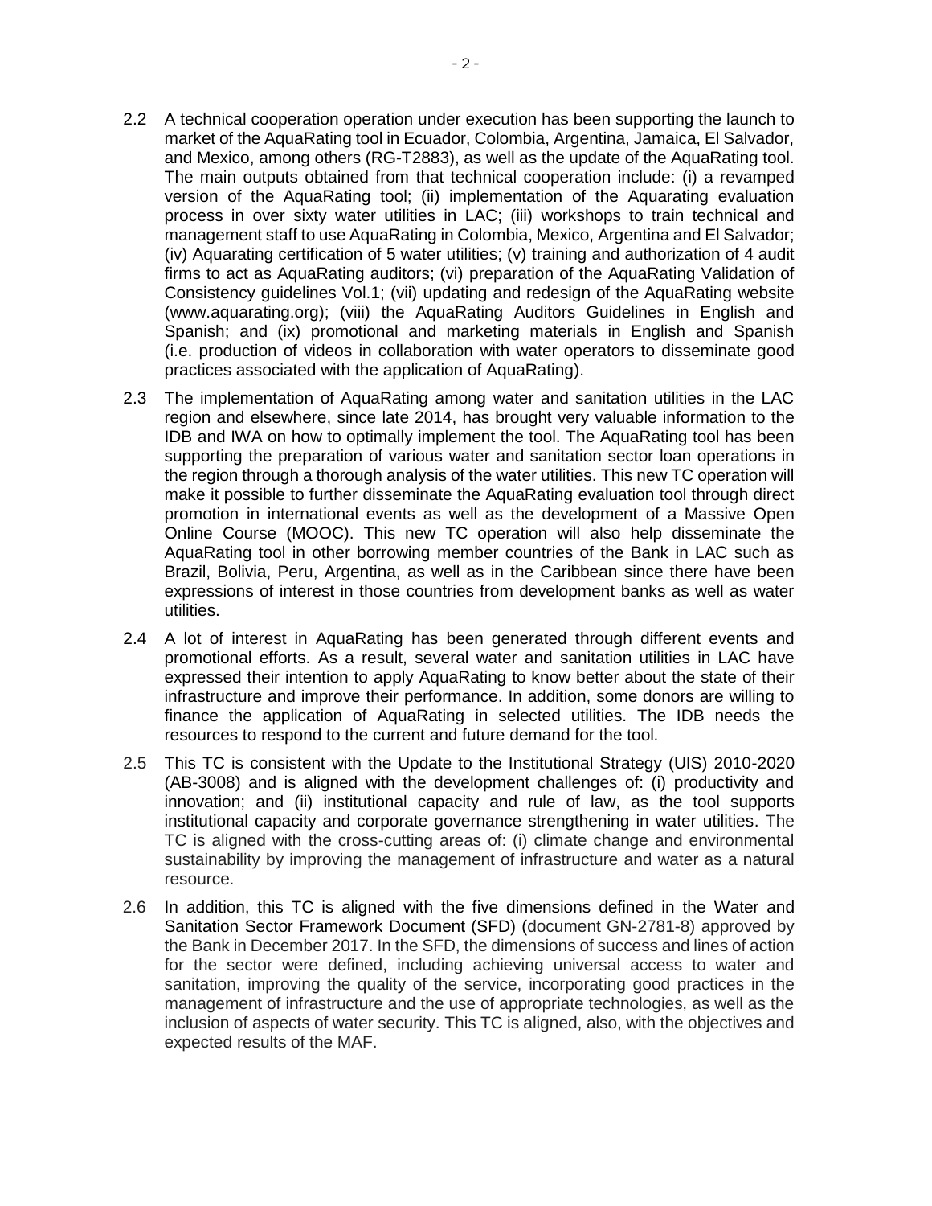2.2 A technical cooperation operation under execution has been supporting the launch to market of the AquaRating tool in Ecuador, Colombia, Argentina, Jamaica, El Salvador, and Mexico, among others (RG-T2883), as well as the update of the AquaRating tool. The main outputs obtained from that technical cooperation include: (i) a revamped version of the AquaRating tool; (ii) implementation of the Aquarating evaluation process in over sixty water utilities in LAC; (iii) workshops to train technical and management staff to use AquaRating in Colombia, Mexico, Argentina and El Salvador; (iv) Aquarating certification of 5 water utilities; (v) training and authorization of 4 audit firms to act as AquaRating auditors; (vi) preparation of the AquaRating Validation of Consistency guidelines Vol.1; (vii) updating and redesign of the AquaRating website (www.aquarating.org); (viii) the AquaRating Auditors Guidelines in English and Spanish; and (ix) promotional and marketing materials in English and Spanish (i.e. production of videos in collaboration with water operators to disseminate good practices associated with the application of AquaRating).

2.3 The implementation of AquaRating among water and sanitation utilities in the LAC region and elsewhere, since late 2014, has brought very valuable information to the IDB and IWA on how to optimally implement the tool. The AquaRating tool has been supporting the preparation of various water and sanitation sector loan operations in the region through a thorough analysis of the water utilities. This new TC operation will make it possible to further disseminate the AquaRating evaluation tool through direct promotion in international events as well as the development of a Massive Open Online Course (MOOC). This new TC operation will also help disseminate the AquaRating tool in other borrowing member countries of the Bank in LAC such as Brazil, Bolivia, Peru, Argentina, as well as in the Caribbean since there have been expressions of interest in those countries from development banks as well as water utilities.

2.4 A lot of interest in AquaRating has been generated through different events and promotional efforts. As a result, several water and sanitation utilities in LAC have expressed their intention to apply AquaRating to know better about the state of their infrastructure and improve their performance. In addition, some donors are willing to finance the application of AquaRating in selected utilities. The IDB needs the resources to respond to the current and future demand for the tool.

2.5 This TC is consistent with the Update to the Institutional Strategy (UIS) 2010-2020 (AB-3008) and is aligned with the development challenges of: (i) productivity and innovation; and (ii) institutional capacity and rule of law, as the tool supports institutional capacity and corporate governance strengthening in water utilities. The TC is aligned with the cross-cutting areas of: (i) climate change and environmental sustainability by improving the management of infrastructure and water as a natural resource.

2.6 In addition, this TC is aligned with the five dimensions defined in the Water and Sanitation Sector Framework Document (SFD) (document GN-2781-8) approved by the Bank in December 2017. In the SFD, the dimensions of success and lines of action for the sector were defined, including achieving universal access to water and sanitation, improving the quality of the service, incorporating good practices in the management of infrastructure and the use of appropriate technologies, as well as the inclusion of aspects of water security. This TC is aligned, also, with the objectives and expected results of the MAF.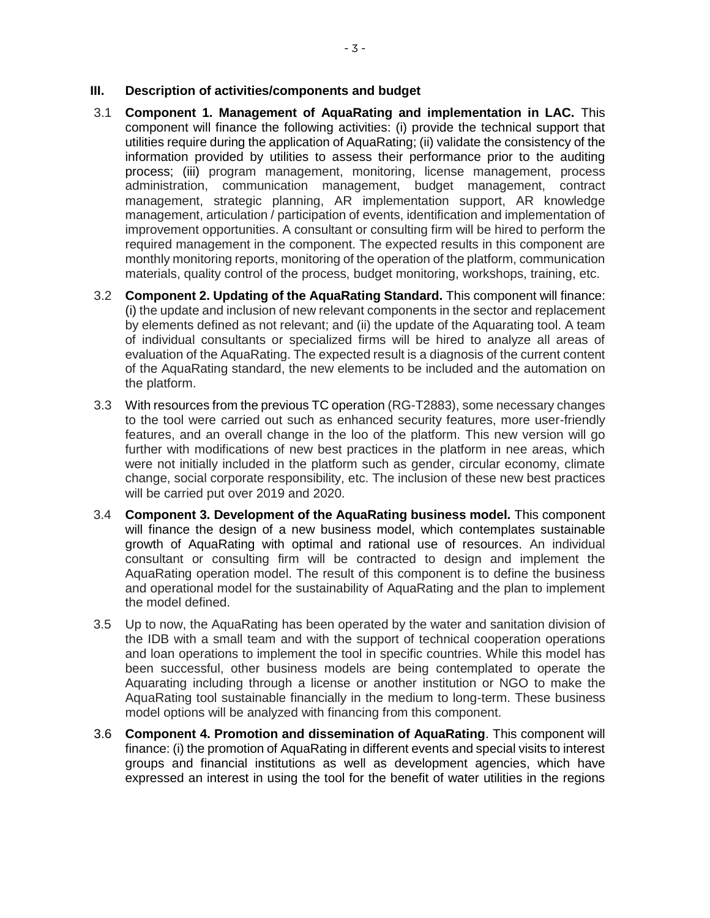## III. Description of activities/components and budget

3.1 **Component 1. Management of AquaRating and implementation in LAC.** This component will finance the following activities: (i) provide the technical support that utilities require during the application of AquaRating; (ii) validate the consistency of the information provided by utilities to assess their performance prior to the auditing process; (iii) program management, monitoring, license management, process administration, communication management, budget management, contract management, strategic planning, AR implementation support, AR knowledge management, articulation / participation of events, identification and implementation of improvement opportunities. A consultant or consulting firm will be hired to perform the required management in the component. The expected results in this component are monthly monitoring reports, monitoring of the operation of the platform, communication materials, quality control of the process, budget monitoring, workshops, training, etc.

3.2 **Component 2. Updating of the AquaRating Standard.** This component will finance: (i) the update and inclusion of new relevant components in the sector and replacement by elements defined as not relevant; and (ii) the update of the Aquarating tool. A team of individual consultants or specialized firms will be hired to analyze all areas of evaluation of the AquaRating. The expected result is a diagnosis of the current content of the AquaRating standard, the new elements to be included and the automation on the platform.

3.3 With resources from the previous TC operation (RG-T2883), some necessary changes to the tool were carried out such as enhanced security features, more user-friendly features, and an overall change in the loo of the platform. This new version will go further with modifications of new best practices in the platform in nee areas, which were not initially included in the platform such as gender, circular economy, climate change, social corporate responsibility, etc. The inclusion of these new best practices will be carried put over 2019 and 2020.

3.4 **Component 3. Development of the AquaRating business model.** This component will finance the design of a new business model, which contemplates sustainable growth of AquaRating with optimal and rational use of resources. An individual consultant or consulting firm will be contracted to design and implement the AquaRating operation model. The result of this component is to define the business and operational model for the sustainability of AquaRating and the plan to implement the model defined.

3.5 Up to now, the AquaRating has been operated by the water and sanitation division of the IDB with a small team and with the support of technical cooperation operations and loan operations to implement the tool in specific countries. While this model has been successful, other business models are being contemplated to operate the Aquarating including through a license or another institution or NGO to make the AquaRating tool sustainable financially in the medium to long-term. These business model options will be analyzed with financing from this component.

3.6 **Component 4. Promotion and dissemination of AquaRating**. This component will finance: (i) the promotion of AquaRating in different events and special visits to interest groups and financial institutions as well as development agencies, which have expressed an interest in using the tool for the benefit of water utilities in the regions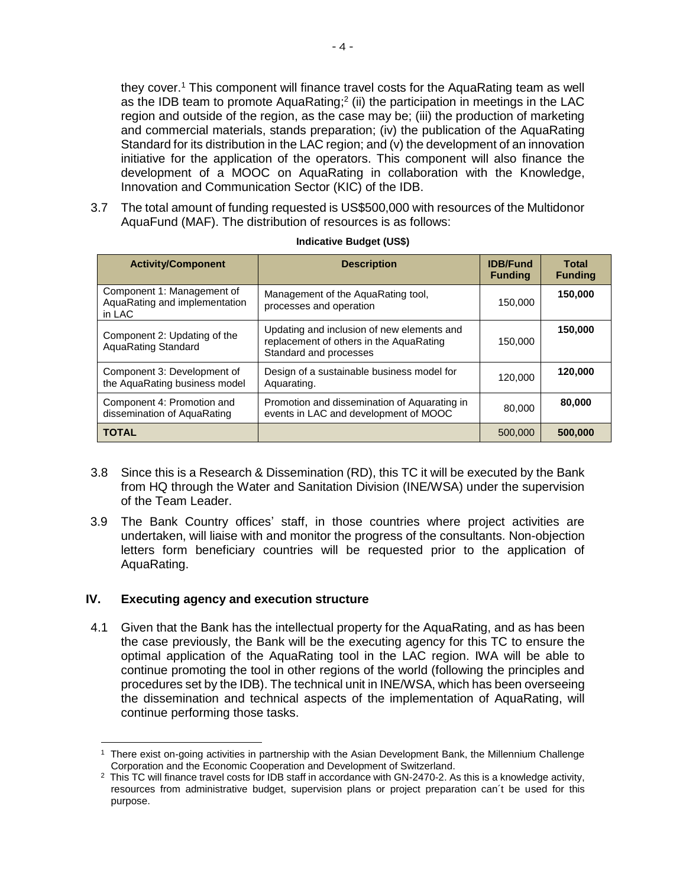they cover.[1] This component will finance travel costs for the AquaRating team as well as the IDB team to promote AquaRating;[2] (ii) the participation in meetings in the LAC region and outside of the region, as the case may be; (iii) the production of marketing and commercial materials, stands preparation; (iv) the publication of the AquaRating Standard for its distribution in the LAC region; and (v) the development of an innovation initiative for the application of the operators. This component will also finance the development of a MOOC on AquaRating in collaboration with the Knowledge, Innovation and Communication Sector (KIC) of the IDB.

3.7 The total amount of funding requested is US$500,000 with resources of the Multidonor AquaFund (MAF). The distribution of resources is as follows:

**Indicative Budget (US$)**

| Activity/Component | Description | IDB/Fund Funding | Total Funding |
|---|---|---|---|
| Component 1: Management of AquaRating and implementation in LAC | Management of the AquaRating tool, processes and operation | 150,000 | **150,000** |
| Component 2: Updating of the AquaRating Standard | Updating and inclusion of new elements and replacement of others in the AquaRating Standard and processes | 150,000 | **150,000** |
| Component 3: Development of the AquaRating business model | Design of a sustainable business model for Aquarating. | 120,000 | **120,000** |
| Component 4: Promotion and dissemination of AquaRating | Promotion and dissemination of Aquarating in events in LAC and development of MOOC | 80,000 | **80,000** |
| **TOTAL** | | 500,000 | **500,000** |

3.8 Since this is a Research & Dissemination (RD), this TC it will be executed by the Bank from HQ through the Water and Sanitation Division (INE/WSA) under the supervision of the Team Leader.

3.9 The Bank Country offices' staff, in those countries where project activities are undertaken, will liaise with and monitor the progress of the consultants. Non-objection letters form beneficiary countries will be requested prior to the application of AquaRating.

## IV. Executing agency and execution structure

4.1 Given that the Bank has the intellectual property for the AquaRating, and as has been the case previously, the Bank will be the executing agency for this TC to ensure the optimal application of the AquaRating tool in the LAC region. IWA will be able to continue promoting the tool in other regions of the world (following the principles and procedures set by the IDB). The technical unit in INE/WSA, which has been overseeing the dissemination and technical aspects of the implementation of AquaRating, will continue performing those tasks.

---

[1] There exist on-going activities in partnership with the Asian Development Bank, the Millennium Challenge Corporation and the Economic Cooperation and Development of Switzerland.

[2] This TC will finance travel costs for IDB staff in accordance with GN-2470-2. As this is a knowledge activity, resources from administrative budget, supervision plans or project preparation can´t be used for this purpose.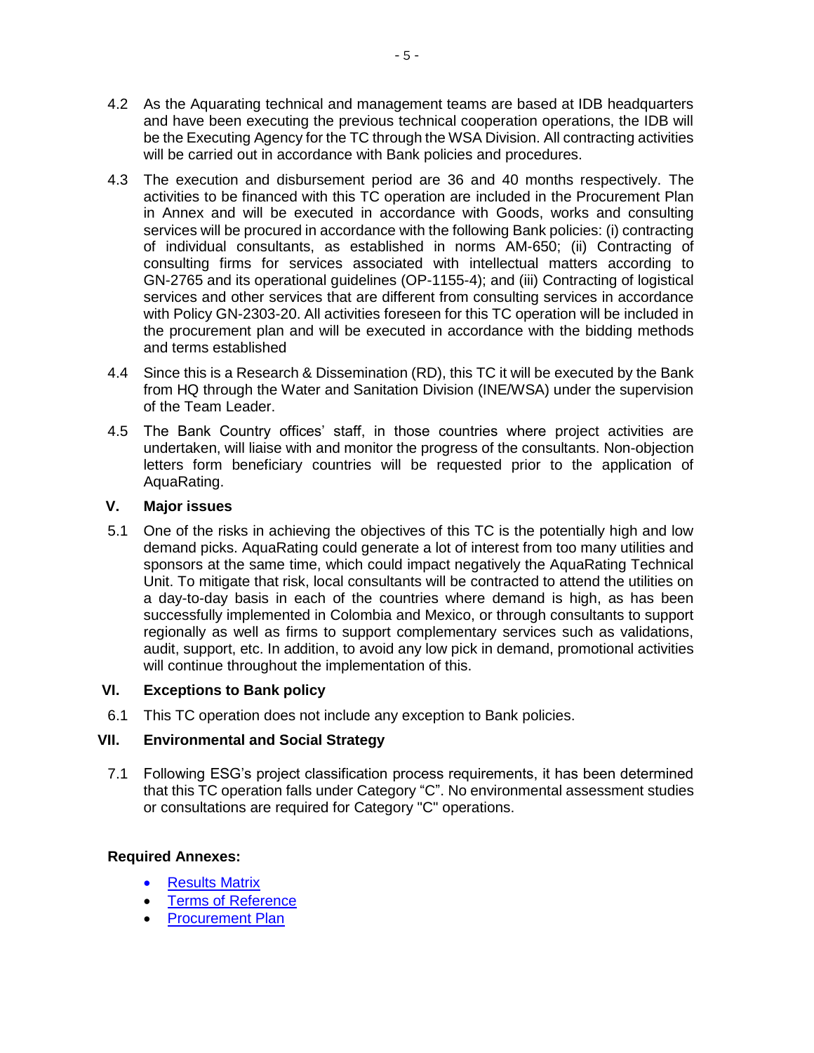4.2 As the Aquarating technical and management teams are based at IDB headquarters and have been executing the previous technical cooperation operations, the IDB will be the Executing Agency for the TC through the WSA Division. All contracting activities will be carried out in accordance with Bank policies and procedures.

4.3 The execution and disbursement period are 36 and 40 months respectively. The activities to be financed with this TC operation are included in the Procurement Plan in Annex and will be executed in accordance with Goods, works and consulting services will be procured in accordance with the following Bank policies: (i) contracting of individual consultants, as established in norms AM-650; (ii) Contracting of consulting firms for services associated with intellectual matters according to GN-2765 and its operational guidelines (OP-1155-4); and (iii) Contracting of logistical services and other services that are different from consulting services in accordance with Policy GN-2303-20. All activities foreseen for this TC operation will be included in the procurement plan and will be executed in accordance with the bidding methods and terms established

4.4 Since this is a Research & Dissemination (RD), this TC it will be executed by the Bank from HQ through the Water and Sanitation Division (INE/WSA) under the supervision of the Team Leader.

4.5 The Bank Country offices' staff, in those countries where project activities are undertaken, will liaise with and monitor the progress of the consultants. Non-objection letters form beneficiary countries will be requested prior to the application of AquaRating.

## V. Major issues

5.1 One of the risks in achieving the objectives of this TC is the potentially high and low demand picks. AquaRating could generate a lot of interest from too many utilities and sponsors at the same time, which could impact negatively the AquaRating Technical Unit. To mitigate that risk, local consultants will be contracted to attend the utilities on a day-to-day basis in each of the countries where demand is high, as has been successfully implemented in Colombia and Mexico, or through consultants to support regionally as well as firms to support complementary services such as validations, audit, support, etc. In addition, to avoid any low pick in demand, promotional activities will continue throughout the implementation of this.

## VI. Exceptions to Bank policy

6.1 This TC operation does not include any exception to Bank policies.

## VII. Environmental and Social Strategy

7.1 Following ESG's project classification process requirements, it has been determined that this TC operation falls under Category "C". No environmental assessment studies or consultations are required for Category "C" operations.

**Required Annexes:**

- Results Matrix
- Terms of Reference
- Procurement Plan